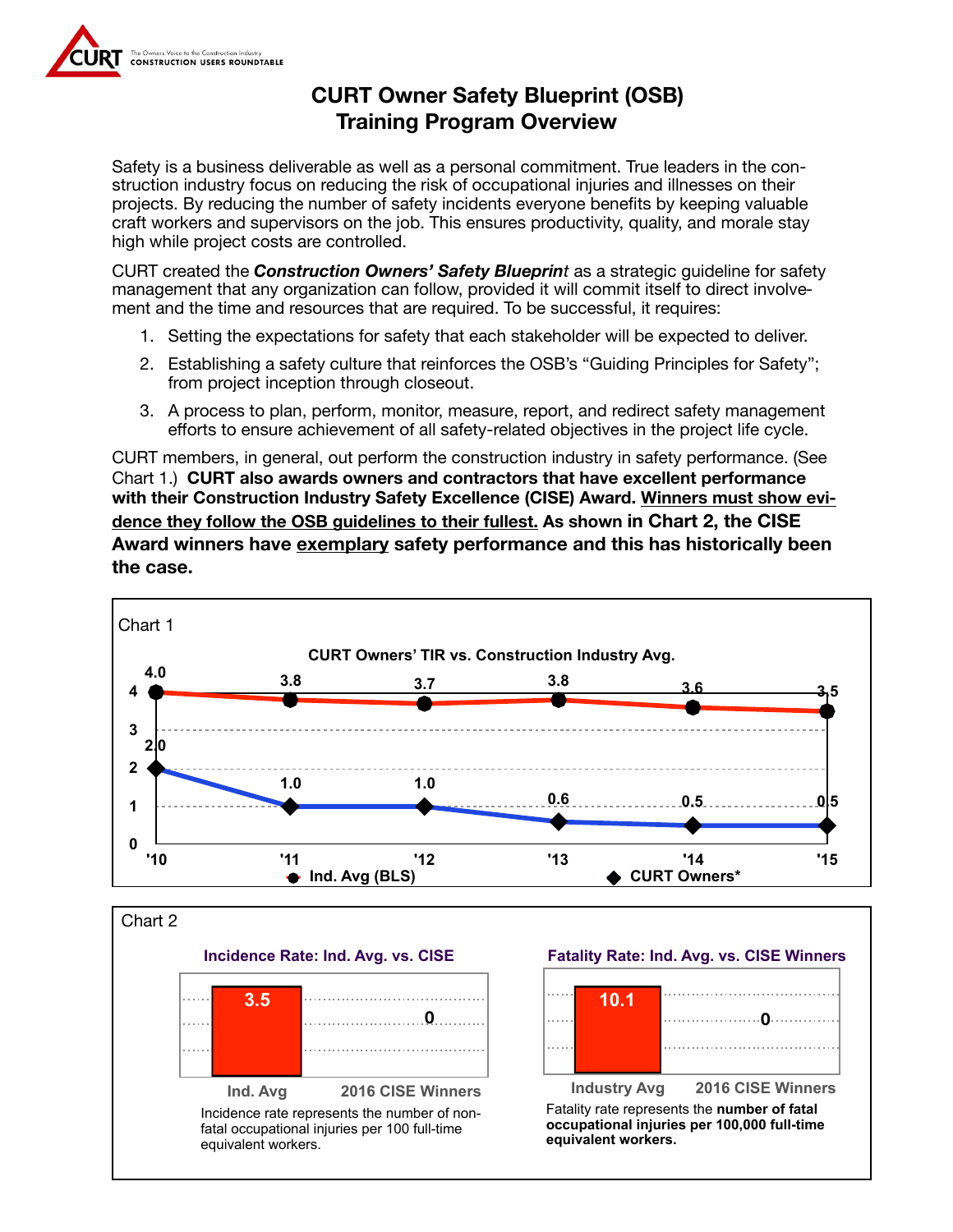CURT — The Owners Voice to the Construction Industry — CONSTRUCTION USERS ROUNDTABLE

# CURT Owner Safety Blueprint (OSB) Training Program Overview

Safety is a business deliverable as well as a personal commitment. True leaders in the construction industry focus on reducing the risk of occupational injuries and illnesses on their projects. By reducing the number of safety incidents everyone benefits by keeping valuable craft workers and supervisors on the job. This ensures productivity, quality, and morale stay high while project costs are controlled.

CURT created the ***Construction Owners' Safety Blueprint*** as a strategic guideline for safety management that any organization can follow, provided it will commit itself to direct involvement and the time and resources that are required. To be successful, it requires:

1. Setting the expectations for safety that each stakeholder will be expected to deliver.
2. Establishing a safety culture that reinforces the OSB's "Guiding Principles for Safety"; from project inception through closeout.
3. A process to plan, perform, monitor, measure, report, and redirect safety management efforts to ensure achievement of all safety-related objectives in the project life cycle.

CURT members, in general, out perform the construction industry in safety performance. (See Chart 1.) **CURT also awards owners and contractors that have excellent performance with their Construction Industry Safety Excellence (CISE) Award. Winners must show evidence they follow the OSB guidelines to their fullest. As shown in Chart 2, the CISE Award winners have exemplary safety performance and this has historically been the case.**

Chart 1

**CURT Owners' TIR vs. Construction Industry Avg.**

| Year | Ind. Avg (BLS) | CURT Owners* |
|---|---|---|
| '10 | 4.0 | 2.0 |
| '11 | 3.8 | 1.0 |
| '12 | 3.7 | 1.0 |
| '13 | 3.8 | 0.6 |
| '14 | 3.6 | 0.5 |
| '15 | 3.5 | 0.5 |

Chart 2

**Incidence Rate: Ind. Avg. vs. CISE**

| Ind. Avg | 2016 CISE Winners |
|---|---|
| 3.5 | 0 |

Incidence rate represents the number of non-fatal occupational injuries per 100 full-time equivalent workers.

**Fatality Rate: Ind. Avg. vs. CISE Winners**

| Industry Avg | 2016 CISE Winners |
|---|---|
| 10.1 | 0 |

Fatality rate represents the **number of fatal occupational injuries per 100,000 full-time equivalent workers.**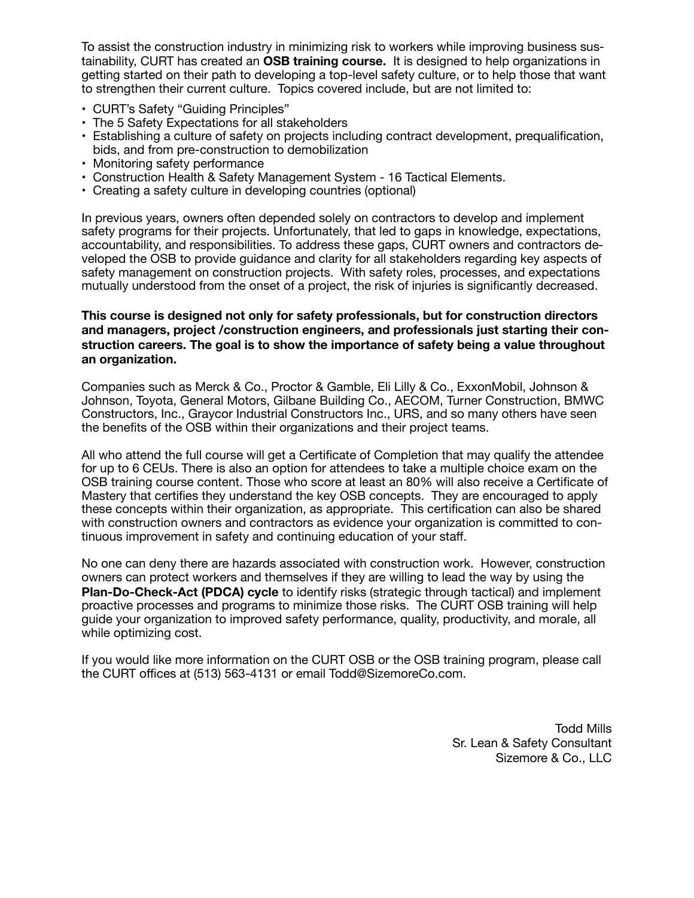To assist the construction industry in minimizing risk to workers while improving business sustainability, CURT has created an **OSB training course.** It is designed to help organizations in getting started on their path to developing a top-level safety culture, or to help those that want to strengthen their current culture. Topics covered include, but are not limited to:

- CURT's Safety "Guiding Principles"
- The 5 Safety Expectations for all stakeholders
- Establishing a culture of safety on projects including contract development, prequalification, bids, and from pre-construction to demobilization
- Monitoring safety performance
- Construction Health & Safety Management System - 16 Tactical Elements.
- Creating a safety culture in developing countries (optional)

In previous years, owners often depended solely on contractors to develop and implement safety programs for their projects. Unfortunately, that led to gaps in knowledge, expectations, accountability, and responsibilities. To address these gaps, CURT owners and contractors developed the OSB to provide guidance and clarity for all stakeholders regarding key aspects of safety management on construction projects. With safety roles, processes, and expectations mutually understood from the onset of a project, the risk of injuries is significantly decreased.

**This course is designed not only for safety professionals, but for construction directors and managers, project /construction engineers, and professionals just starting their construction careers. The goal is to show the importance of safety being a value throughout an organization.**

Companies such as Merck & Co., Proctor & Gamble, Eli Lilly & Co., ExxonMobil, Johnson & Johnson, Toyota, General Motors, Gilbane Building Co., AECOM, Turner Construction, BMWC Constructors, Inc., Graycor Industrial Constructors Inc., URS, and so many others have seen the benefits of the OSB within their organizations and their project teams.

All who attend the full course will get a Certificate of Completion that may qualify the attendee for up to 6 CEUs. There is also an option for attendees to take a multiple choice exam on the OSB training course content. Those who score at least an 80% will also receive a Certificate of Mastery that certifies they understand the key OSB concepts. They are encouraged to apply these concepts within their organization, as appropriate. This certification can also be shared with construction owners and contractors as evidence your organization is committed to continuous improvement in safety and continuing education of your staff.

No one can deny there are hazards associated with construction work. However, construction owners can protect workers and themselves if they are willing to lead the way by using the **Plan-Do-Check-Act (PDCA) cycle** to identify risks (strategic through tactical) and implement proactive processes and programs to minimize those risks. The CURT OSB training will help guide your organization to improved safety performance, quality, productivity, and morale, all while optimizing cost.

If you would like more information on the CURT OSB or the OSB training program, please call the CURT offices at (513) 563-4131 or email Todd@SizemoreCo.com.

Todd Mills
Sr. Lean & Safety Consultant
Sizemore & Co., LLC